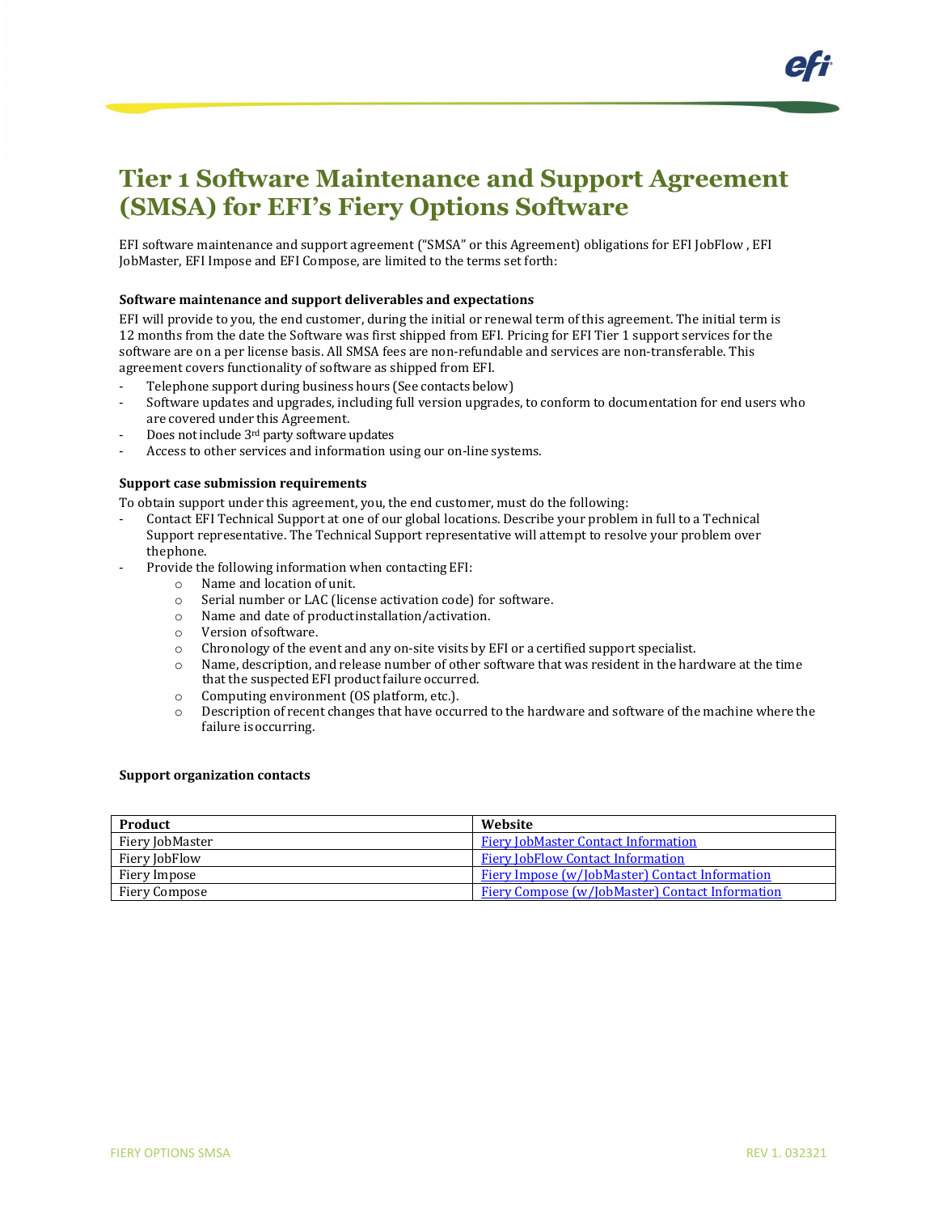# Tier 1 Software Maintenance and Support Agreement (SMSA) for EFI's Fiery Options Software

EFI software maintenance and support agreement ("SMSA" or this Agreement) obligations for EFI JobFlow , EFI JobMaster, EFI Impose and EFI Compose, are limited to the terms set forth:

### Software maintenance and support deliverables and expectations

EFI will provide to you, the end customer, during the initial or renewal term of this agreement. The initial term is 12 months from the date the Software was first shipped from EFI. Pricing for EFI Tier 1 support services for the software are on a per license basis. All SMSA fees are non-refundable and services are non-transferable. This agreement covers functionality of software as shipped from EFI.

- Telephone support during business hours (See contacts below)
- Software updates and upgrades, including full version upgrades, to conform to documentation for end users who are covered under this Agreement.
- Does not include 3rd party software updates
- Access to other services and information using our on-line systems.

### Support case submission requirements

To obtain support under this agreement, you, the end customer, must do the following:

- Contact EFI Technical Support at one of our global locations. Describe your problem in full to a Technical Support representative. The Technical Support representative will attempt to resolve your problem over thephone.
- Provide the following information when contacting EFI:
  - Name and location of unit.
  - Serial number or LAC (license activation code) for software.
  - Name and date of productinstallation/activation.
  - Version of software.
  - Chronology of the event and any on-site visits by EFI or a certified support specialist.
  - Name, description, and release number of other software that was resident in the hardware at the time that the suspected EFI product failure occurred.
  - Computing environment (OS platform, etc.).
  - Description of recent changes that have occurred to the hardware and software of the machine where the failure is occurring.

### Support organization contacts

| Product | Website |
|---|---|
| Fiery JobMaster | Fiery JobMaster Contact Information |
| Fiery JobFlow | Fiery JobFlow Contact Information |
| Fiery Impose | Fiery Impose (w/JobMaster) Contact Information |
| Fiery Compose | Fiery Compose (w/JobMaster) Contact Information |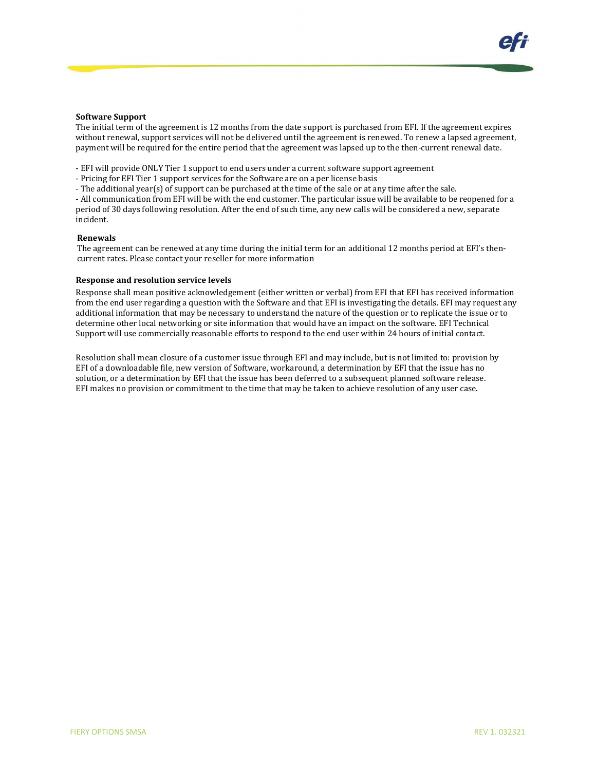**Software Support**

The initial term of the agreement is 12 months from the date support is purchased from EFI. If the agreement expires without renewal, support services will not be delivered until the agreement is renewed. To renew a lapsed agreement, payment will be required for the entire period that the agreement was lapsed up to the then-current renewal date.

- EFI will provide ONLY Tier 1 support to end users under a current software support agreement
- Pricing for EFI Tier 1 support services for the Software are on a per license basis
- The additional year(s) of support can be purchased at the time of the sale or at any time after the sale.
- All communication from EFI will be with the end customer. The particular issue will be available to be reopened for a period of 30 days following resolution. After the end of such time, any new calls will be considered a new, separate incident.

**Renewals**

The agreement can be renewed at any time during the initial term for an additional 12 months period at EFI's then-current rates. Please contact your reseller for more information

**Response and resolution service levels**

Response shall mean positive acknowledgement (either written or verbal) from EFI that EFI has received information from the end user regarding a question with the Software and that EFI is investigating the details. EFI may request any additional information that may be necessary to understand the nature of the question or to replicate the issue or to determine other local networking or site information that would have an impact on the software. EFI Technical Support will use commercially reasonable efforts to respond to the end user within 24 hours of initial contact.

Resolution shall mean closure of a customer issue through EFI and may include, but is not limited to: provision by EFI of a downloadable file, new version of Software, workaround, a determination by EFI that the issue has no solution, or a determination by EFI that the issue has been deferred to a subsequent planned software release. EFI makes no provision or commitment to the time that may be taken to achieve resolution of any user case.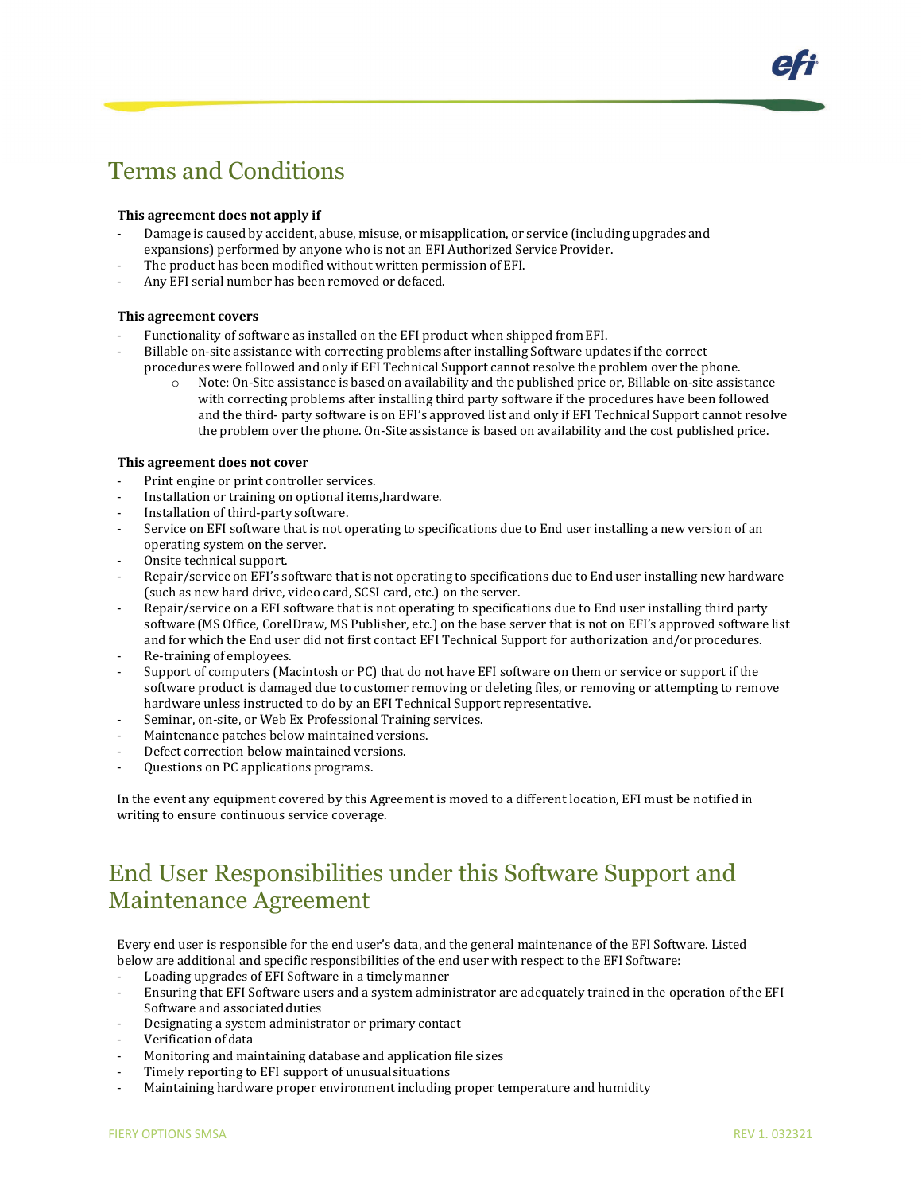# Terms and Conditions

**This agreement does not apply if**

- Damage is caused by accident, abuse, misuse, or misapplication, or service (including upgrades and expansions) performed by anyone who is not an EFI Authorized Service Provider.
- The product has been modified without written permission of EFI.
- Any EFI serial number has been removed or defaced.

**This agreement covers**

- Functionality of software as installed on the EFI product when shipped from EFI.
- Billable on-site assistance with correcting problems after installing Software updates if the correct procedures were followed and only if EFI Technical Support cannot resolve the problem over the phone.
  - Note: On-Site assistance is based on availability and the published price or, Billable on-site assistance with correcting problems after installing third party software if the procedures have been followed and the third- party software is on EFI's approved list and only if EFI Technical Support cannot resolve the problem over the phone. On-Site assistance is based on availability and the cost published price.

**This agreement does not cover**

- Print engine or print controller services.
- Installation or training on optional items,hardware.
- Installation of third-party software.
- Service on EFI software that is not operating to specifications due to End user installing a new version of an operating system on the server.
- Onsite technical support.
- Repair/service on EFI's software that is not operating to specifications due to End user installing new hardware (such as new hard drive, video card, SCSI card, etc.) on the server.
- Repair/service on a EFI software that is not operating to specifications due to End user installing third party software (MS Office, CorelDraw, MS Publisher, etc.) on the base server that is not on EFI's approved software list and for which the End user did not first contact EFI Technical Support for authorization and/or procedures.
- Re-training of employees.
- Support of computers (Macintosh or PC) that do not have EFI software on them or service or support if the software product is damaged due to customer removing or deleting files, or removing or attempting to remove hardware unless instructed to do by an EFI Technical Support representative.
- Seminar, on-site, or Web Ex Professional Training services.
- Maintenance patches below maintained versions.
- Defect correction below maintained versions.
- Questions on PC applications programs.

In the event any equipment covered by this Agreement is moved to a different location, EFI must be notified in writing to ensure continuous service coverage.

# End User Responsibilities under this Software Support and Maintenance Agreement

Every end user is responsible for the end user's data, and the general maintenance of the EFI Software. Listed below are additional and specific responsibilities of the end user with respect to the EFI Software:

- Loading upgrades of EFI Software in a timely manner
- Ensuring that EFI Software users and a system administrator are adequately trained in the operation of the EFI Software and associated duties
- Designating a system administrator or primary contact
- Verification of data
- Monitoring and maintaining database and application file sizes
- Timely reporting to EFI support of unusual situations
- Maintaining hardware proper environment including proper temperature and humidity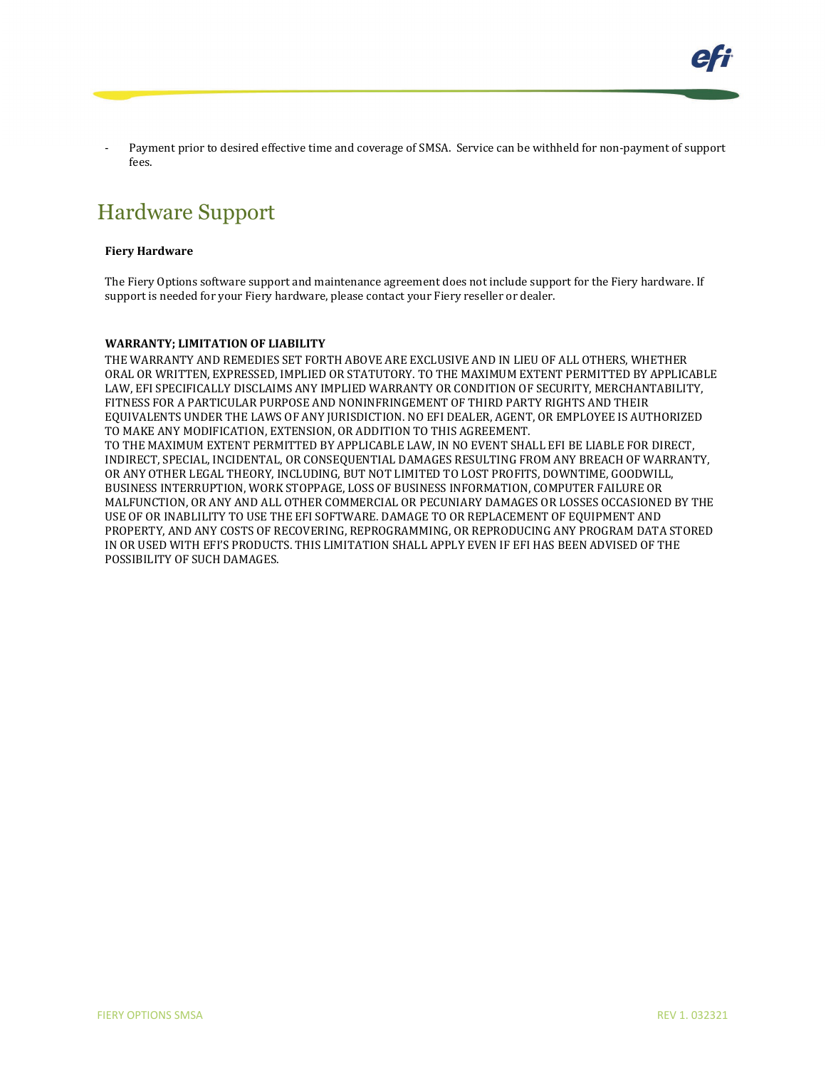- Payment prior to desired effective time and coverage of SMSA. Service can be withheld for non-payment of support fees.

## Hardware Support

**Fiery Hardware**

The Fiery Options software support and maintenance agreement does not include support for the Fiery hardware. If support is needed for your Fiery hardware, please contact your Fiery reseller or dealer.

**WARRANTY; LIMITATION OF LIABILITY**

THE WARRANTY AND REMEDIES SET FORTH ABOVE ARE EXCLUSIVE AND IN LIEU OF ALL OTHERS, WHETHER ORAL OR WRITTEN, EXPRESSED, IMPLIED OR STATUTORY. TO THE MAXIMUM EXTENT PERMITTED BY APPLICABLE LAW, EFI SPECIFICALLY DISCLAIMS ANY IMPLIED WARRANTY OR CONDITION OF SECURITY, MERCHANTABILITY, FITNESS FOR A PARTICULAR PURPOSE AND NONINFRINGEMENT OF THIRD PARTY RIGHTS AND THEIR EQUIVALENTS UNDER THE LAWS OF ANY JURISDICTION. NO EFI DEALER, AGENT, OR EMPLOYEE IS AUTHORIZED TO MAKE ANY MODIFICATION, EXTENSION, OR ADDITION TO THIS AGREEMENT.
TO THE MAXIMUM EXTENT PERMITTED BY APPLICABLE LAW, IN NO EVENT SHALL EFI BE LIABLE FOR DIRECT, INDIRECT, SPECIAL, INCIDENTAL, OR CONSEQUENTIAL DAMAGES RESULTING FROM ANY BREACH OF WARRANTY, OR ANY OTHER LEGAL THEORY, INCLUDING, BUT NOT LIMITED TO LOST PROFITS, DOWNTIME, GOODWILL, BUSINESS INTERRUPTION, WORK STOPPAGE, LOSS OF BUSINESS INFORMATION, COMPUTER FAILURE OR MALFUNCTION, OR ANY AND ALL OTHER COMMERCIAL OR PECUNIARY DAMAGES OR LOSSES OCCASIONED BY THE USE OF OR INABLILITY TO USE THE EFI SOFTWARE. DAMAGE TO OR REPLACEMENT OF EQUIPMENT AND PROPERTY, AND ANY COSTS OF RECOVERING, REPROGRAMMING, OR REPRODUCING ANY PROGRAM DATA STORED IN OR USED WITH EFI'S PRODUCTS. THIS LIMITATION SHALL APPLY EVEN IF EFI HAS BEEN ADVISED OF THE POSSIBILITY OF SUCH DAMAGES.